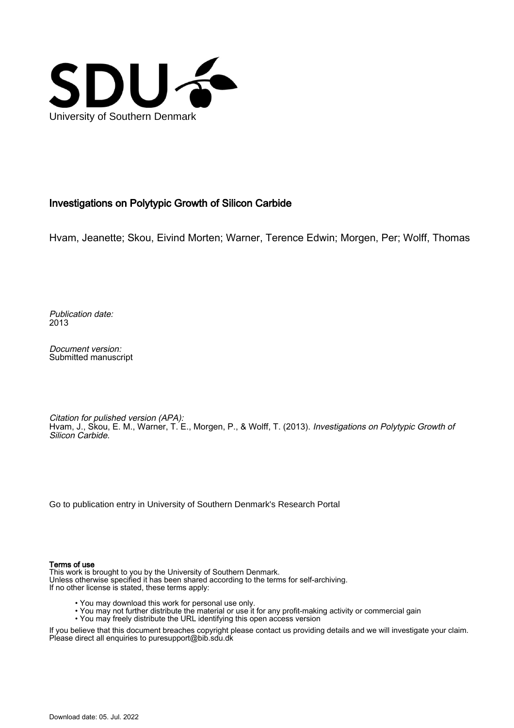University of Southern Denmark

# Investigations on Polytypic Growth of Silicon Carbide

Hvam, Jeanette; Skou, Eivind Morten; Warner, Terence Edwin; Morgen, Per; Wolff, Thomas

*Publication date:*
2013

*Document version:*
Submitted manuscript

*Citation for pulished version (APA):*
Hvam, J., Skou, E. M., Warner, T. E., Morgen, P., & Wolff, T. (2013). *Investigations on Polytypic Growth of Silicon Carbide.*

Go to publication entry in University of Southern Denmark's Research Portal

**Terms of use**
This work is brought to you by the University of Southern Denmark.
Unless otherwise specified it has been shared according to the terms for self-archiving.
If no other license is stated, these terms apply:

- You may download this work for personal use only.
- You may not further distribute the material or use it for any profit-making activity or commercial gain
- You may freely distribute the URL identifying this open access version

If you believe that this document breaches copyright please contact us providing details and we will investigate your claim.
Please direct all enquiries to puresupport@bib.sdu.dk

Download date: 05. Jul. 2022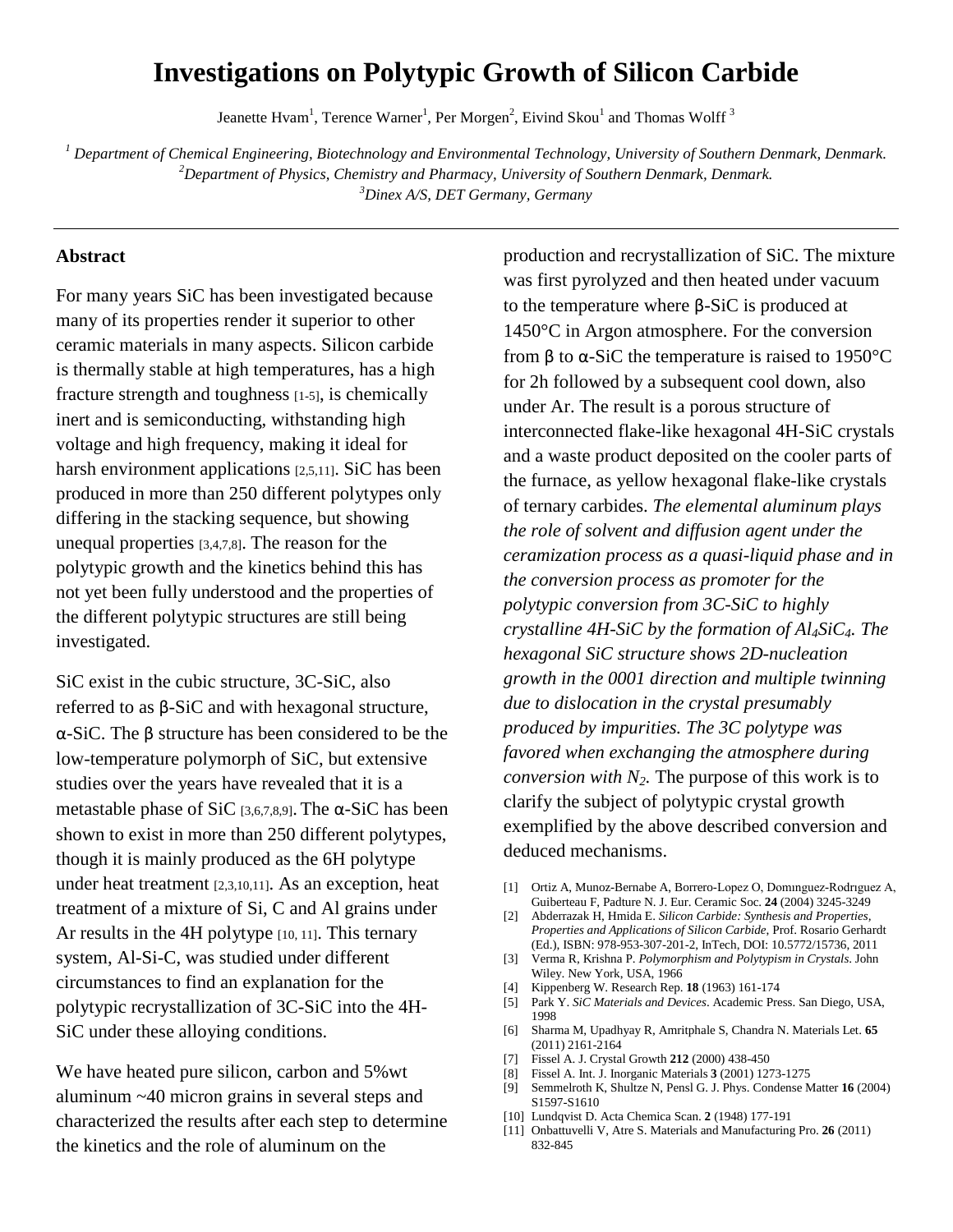# Investigations on Polytypic Growth of Silicon Carbide

Jeanette Hvam[1], Terence Warner[1], Per Morgen[2], Eivind Skou[1] and Thomas Wolff [3]

[1] *Department of Chemical Engineering, Biotechnology and Environmental Technology, University of Southern Denmark, Denmark.*
[2] *Department of Physics, Chemistry and Pharmacy, University of Southern Denmark, Denmark.*
[3] *Dinex A/S, DET Germany, Germany*

---

**Abstract**

For many years SiC has been investigated because many of its properties render it superior to other ceramic materials in many aspects. Silicon carbide is thermally stable at high temperatures, has a high fracture strength and toughness [1-5], is chemically inert and is semiconducting, withstanding high voltage and high frequency, making it ideal for harsh environment applications [2,5,11]. SiC has been produced in more than 250 different polytypes only differing in the stacking sequence, but showing unequal properties [3,4,7,8]. The reason for the polytypic growth and the kinetics behind this has not yet been fully understood and the properties of the different polytypic structures are still being investigated.

SiC exist in the cubic structure, 3C-SiC, also referred to as β-SiC and with hexagonal structure, α-SiC. The β structure has been considered to be the low-temperature polymorph of SiC, but extensive studies over the years have revealed that it is a metastable phase of SiC [3,6,7,8,9]. The α-SiC has been shown to exist in more than 250 different polytypes, though it is mainly produced as the 6H polytype under heat treatment [2,3,10,11]. As an exception, heat treatment of a mixture of Si, C and Al grains under Ar results in the 4H polytype [10, 11]. This ternary system, Al-Si-C, was studied under different circumstances to find an explanation for the polytypic recrystallization of 3C-SiC into the 4H-SiC under these alloying conditions.

We have heated pure silicon, carbon and 5%wt aluminum ~40 micron grains in several steps and characterized the results after each step to determine the kinetics and the role of aluminum on the production and recrystallization of SiC. The mixture was first pyrolyzed and then heated under vacuum to the temperature where β-SiC is produced at 1450°C in Argon atmosphere. For the conversion from β to α-SiC the temperature is raised to 1950°C for 2h followed by a subsequent cool down, also under Ar. The result is a porous structure of interconnected flake-like hexagonal 4H-SiC crystals and a waste product deposited on the cooler parts of the furnace, as yellow hexagonal flake-like crystals of ternary carbides. *The elemental aluminum plays the role of solvent and diffusion agent under the ceramization process as a quasi-liquid phase and in the conversion process as promoter for the polytypic conversion from 3C-SiC to highly crystalline 4H-SiC by the formation of $Al_4SiC_4$. The hexagonal SiC structure shows 2D-nucleation growth in the 0001 direction and multiple twinning due to dislocation in the crystal presumably produced by impurities. The 3C polytype was favored when exchanging the atmosphere during conversion with $N_2$.* The purpose of this work is to clarify the subject of polytypic crystal growth exemplified by the above described conversion and deduced mechanisms.

[1] Ortiz A, Munoz-Bernabe A, Borrero-Lopez O, Domınguez-Rodrıguez A, Guiberteau F, Padture N. J. Eur. Ceramic Soc. **24** (2004) 3245-3249
[2] Abderrazak H, Hmida E. *Silicon Carbide: Synthesis and Properties, Properties and Applications of Silicon Carbide*, Prof. Rosario Gerhardt (Ed.), ISBN: 978-953-307-201-2, InTech, DOI: 10.5772/15736, 2011
[3] Verma R, Krishna P. *Polymorphism and Polytypism in Crystals*. John Wiley. New York, USA, 1966
[4] Kippenberg W. Research Rep. **18** (1963) 161-174
[5] Park Y. *SiC Materials and Devices*. Academic Press. San Diego, USA, 1998
[6] Sharma M, Upadhyay R, Amritphale S, Chandra N. Materials Let. **65** (2011) 2161-2164
[7] Fissel A. J. Crystal Growth **212** (2000) 438-450
[8] Fissel A. Int. J. Inorganic Materials **3** (2001) 1273-1275
[9] Semmelroth K, Shultze N, Pensl G. J. Phys. Condense Matter **16** (2004) S1597-S1610
[10] Lundqvist D. Acta Chemica Scan. **2** (1948) 177-191
[11] Onbattuvelli V, Atre S. Materials and Manufacturing Pro. **26** (2011) 832-845